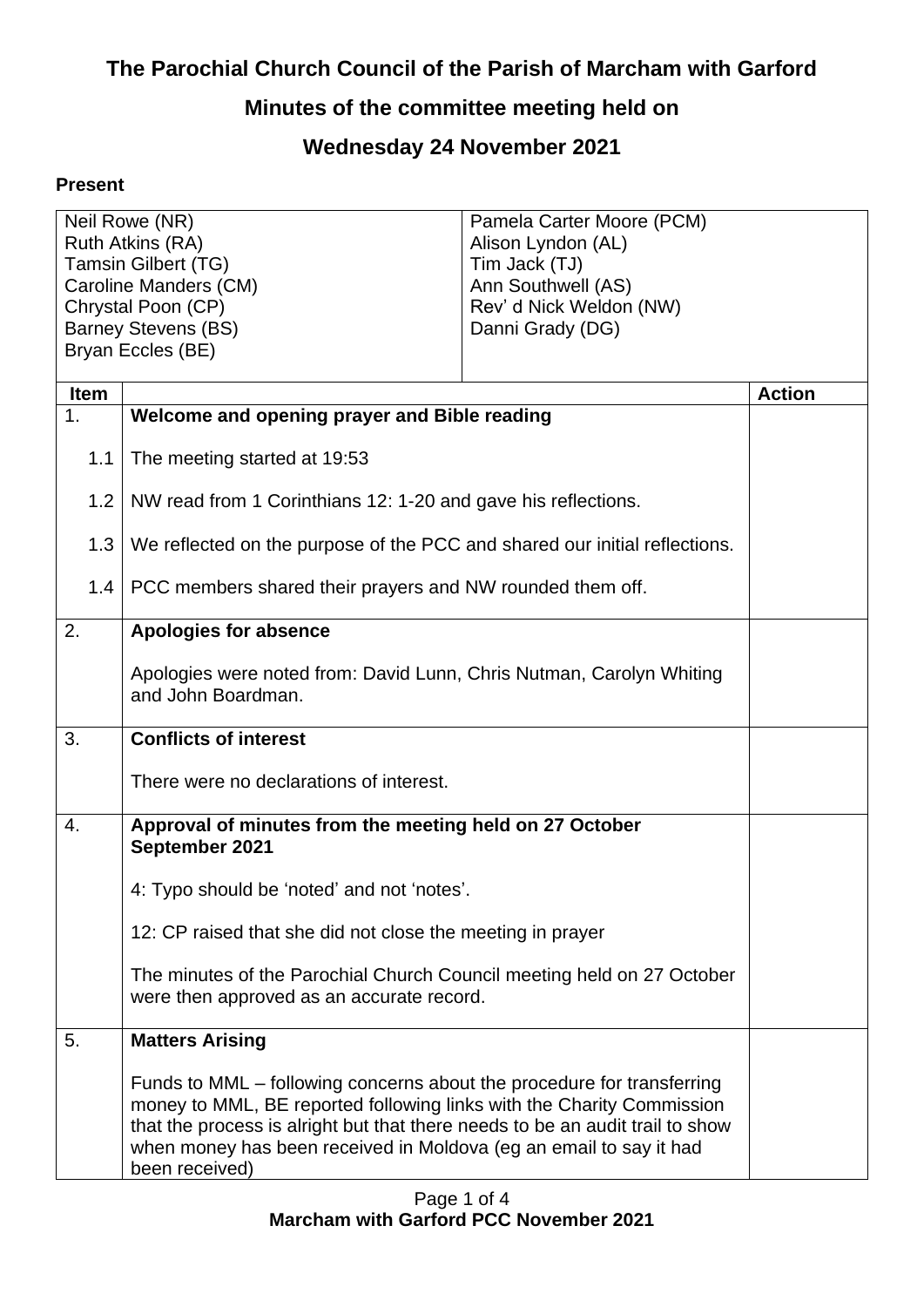# The Parochial Church Council of the Parish of Marcham with Garford

## Minutes of the committee meeting held on

## Wednesday 24 November 2021

**Present**

| | |
|---|---|
| Neil Rowe (NR)<br>Ruth Atkins (RA)<br>Tamsin Gilbert (TG)<br>Caroline Manders (CM)<br>Chrystal Poon (CP)<br>Barney Stevens (BS)<br>Bryan Eccles (BE) | Pamela Carter Moore (PCM)<br>Alison Lyndon (AL)<br>Tim Jack (TJ)<br>Ann Southwell (AS)<br>Rev' d Nick Weldon (NW)<br>Danni Grady (DG) |

| Item | | Action |
|---|---|---|
| 1. | **Welcome and opening prayer and Bible reading** | |
| 1.1 | The meeting started at 19:53 | |
| 1.2 | NW read from 1 Corinthians 12: 1-20 and gave his reflections. | |
| 1.3 | We reflected on the purpose of the PCC and shared our initial reflections. | |
| 1.4 | PCC members shared their prayers and NW rounded them off. | |
| 2. | **Apologies for absence**<br><br>Apologies were noted from: David Lunn, Chris Nutman, Carolyn Whiting and John Boardman. | |
| 3. | **Conflicts of interest**<br><br>There were no declarations of interest. | |
| 4. | **Approval of minutes from the meeting held on 27 October September 2021**<br><br>4: Typo should be 'noted' and not 'notes'.<br><br>12: CP raised that she did not close the meeting in prayer<br><br>The minutes of the Parochial Church Council meeting held on 27 October were then approved as an accurate record. | |
| 5. | **Matters Arising**<br><br>Funds to MML – following concerns about the procedure for transferring money to MML, BE reported following links with the Charity Commission that the process is alright but that there needs to be an audit trail to show when money has been received in Moldova (eg an email to say it had been received) | |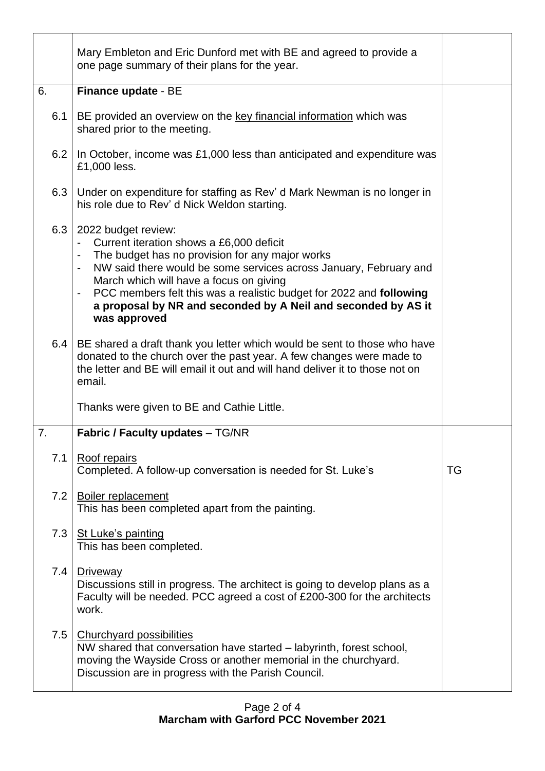| | | |
|---|---|---|
| | Mary Embleton and Eric Dunford met with BE and agreed to provide a one page summary of their plans for the year. | |
| 6. | **Finance update** - BE | |
| 6.1 | BE provided an overview on the key financial information which was shared prior to the meeting. | |
| 6.2 | In October, income was £1,000 less than anticipated and expenditure was £1,000 less. | |
| 6.3 | Under on expenditure for staffing as Rev' d Mark Newman is no longer in his role due to Rev' d Nick Weldon starting. | |
| 6.3 | 2022 budget review:<br>- Current iteration shows a £6,000 deficit<br>- The budget has no provision for any major works<br>- NW said there would be some services across January, February and March which will have a focus on giving<br>- PCC members felt this was a realistic budget for 2022 and **following a proposal by NR and seconded by A Neil and seconded by AS it was approved** | |
| 6.4 | BE shared a draft thank you letter which would be sent to those who have donated to the church over the past year. A few changes were made to the letter and BE will email it out and will hand deliver it to those not on email.<br><br>Thanks were given to BE and Cathie Little. | |
| 7. | **Fabric / Faculty updates** – TG/NR | |
| 7.1 | Roof repairs<br>Completed. A follow-up conversation is needed for St. Luke's | TG |
| 7.2 | Boiler replacement<br>This has been completed apart from the painting. | |
| 7.3 | St Luke's painting<br>This has been completed. | |
| 7.4 | Driveway<br>Discussions still in progress. The architect is going to develop plans as a Faculty will be needed. PCC agreed a cost of £200-300 for the architects work. | |
| 7.5 | Churchyard possibilities<br>NW shared that conversation have started – labyrinth, forest school, moving the Wayside Cross or another memorial in the churchyard. Discussion are in progress with the Parish Council. | |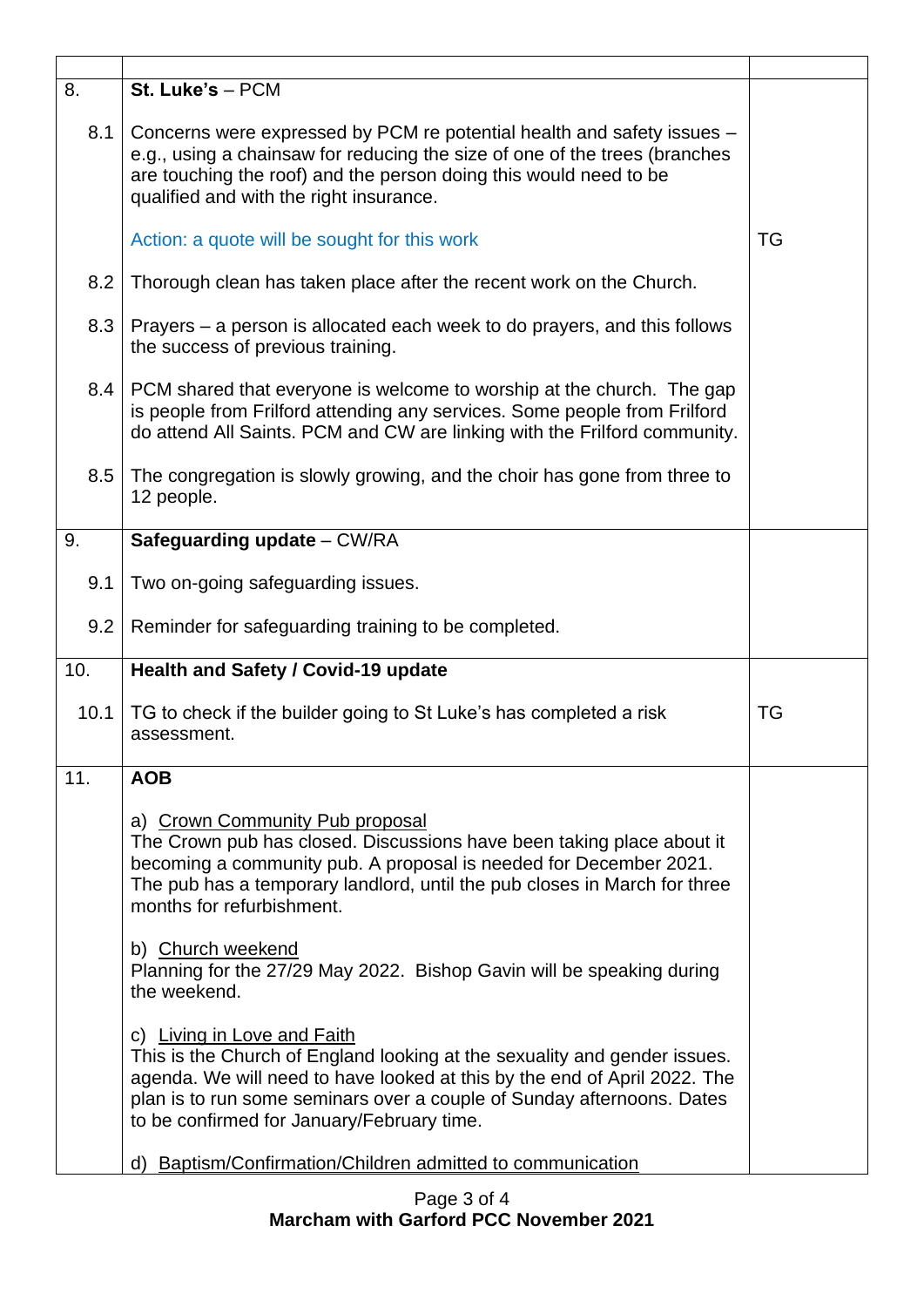| | | |
|---|---|---|
| 8. | **St. Luke's** – PCM | |
| 8.1 | Concerns were expressed by PCM re potential health and safety issues – e.g., using a chainsaw for reducing the size of one of the trees (branches are touching the roof) and the person doing this would need to be qualified and with the right insurance.<br><br>Action: a quote will be sought for this work | TG |
| 8.2 | Thorough clean has taken place after the recent work on the Church. | |
| 8.3 | Prayers – a person is allocated each week to do prayers, and this follows the success of previous training. | |
| 8.4 | PCM shared that everyone is welcome to worship at the church. The gap is people from Frilford attending any services. Some people from Frilford do attend All Saints. PCM and CW are linking with the Frilford community. | |
| 8.5 | The congregation is slowly growing, and the choir has gone from three to 12 people. | |
| 9. | **Safeguarding update** – CW/RA | |
| 9.1 | Two on-going safeguarding issues. | |
| 9.2 | Reminder for safeguarding training to be completed. | |
| 10. | **Health and Safety / Covid-19 update** | |
| 10.1 | TG to check if the builder going to St Luke's has completed a risk assessment. | TG |
| 11. | **AOB**<br><br>a) Crown Community Pub proposal<br>The Crown pub has closed. Discussions have been taking place about it becoming a community pub. A proposal is needed for December 2021. The pub has a temporary landlord, until the pub closes in March for three months for refurbishment.<br><br>b) Church weekend<br>Planning for the 27/29 May 2022. Bishop Gavin will be speaking during the weekend.<br><br>c) Living in Love and Faith<br>This is the Church of England looking at the sexuality and gender issues. agenda. We will need to have looked at this by the end of April 2022. The plan is to run some seminars over a couple of Sunday afternoons. Dates to be confirmed for January/February time.<br><br>d) Baptism/Confirmation/Children admitted to communication | |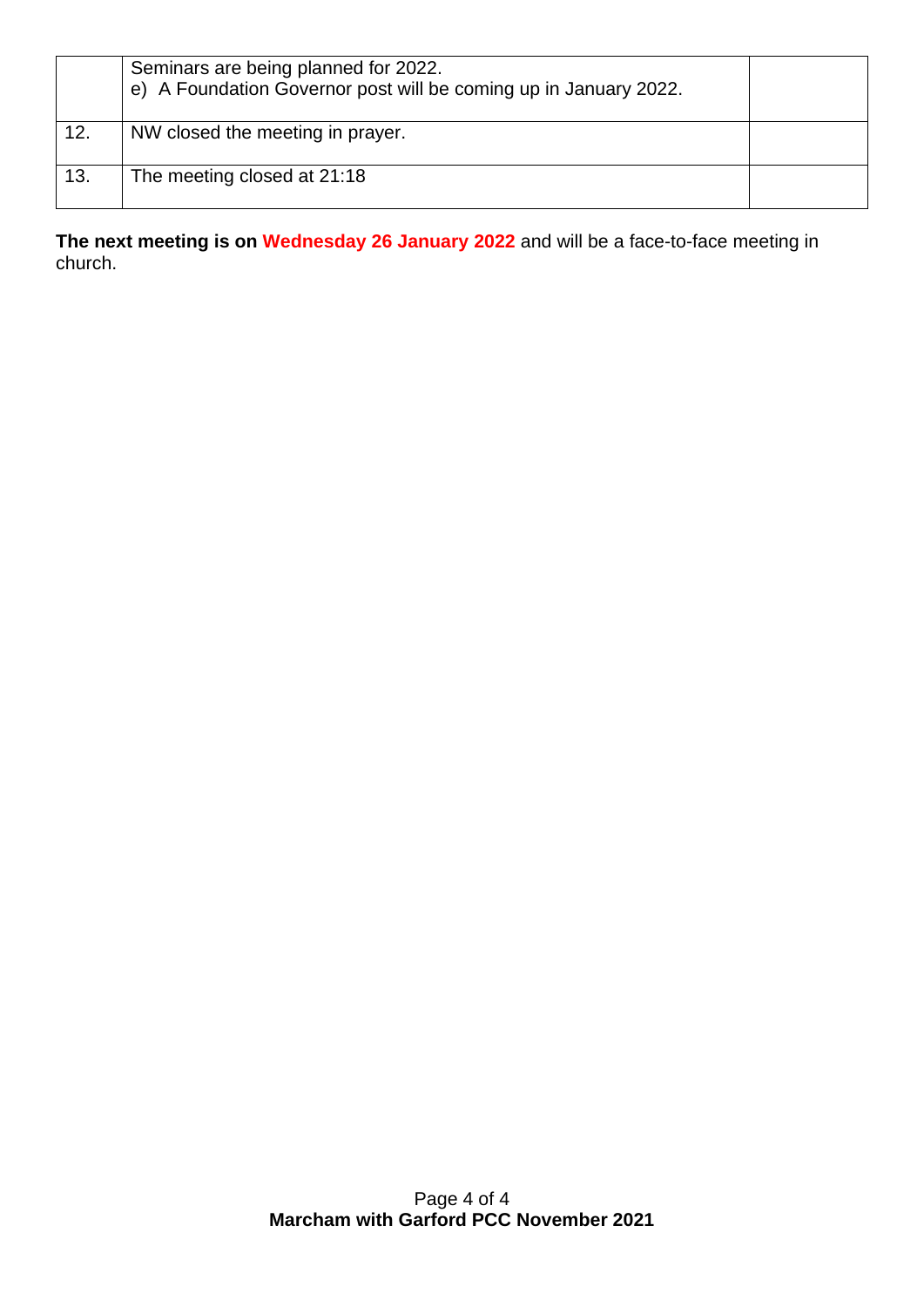| | | |
|---|---|---|
| | Seminars are being planned for 2022.<br>e) A Foundation Governor post will be coming up in January 2022. | |
| 12. | NW closed the meeting in prayer. | |
| 13. | The meeting closed at 21:18 | |

**The next meeting is on Wednesday 26 January 2022** and will be a face-to-face meeting in church.